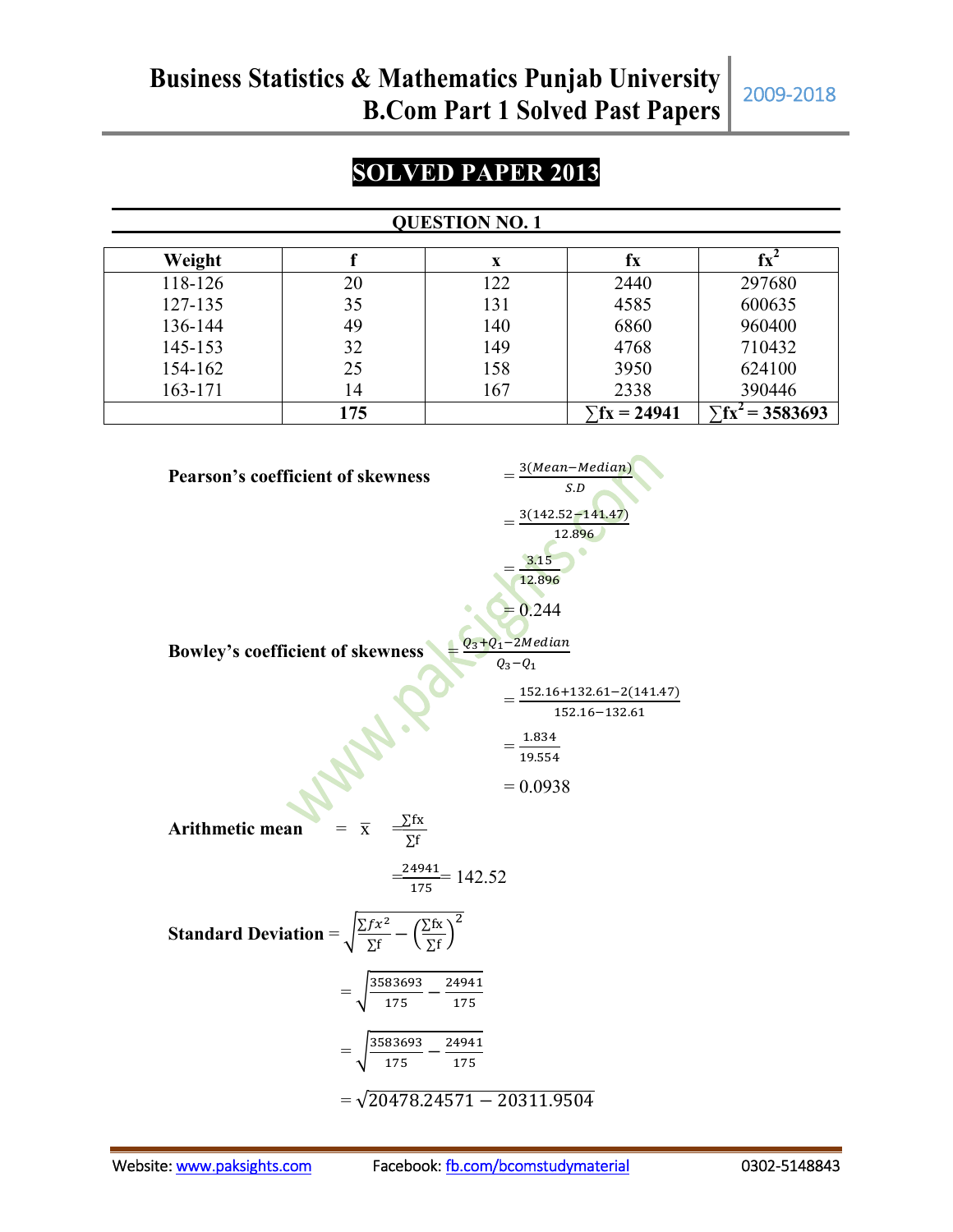# SOLVED PAPER 2013

## QUESTION NO. 1

| Weight | f | x | fx | $fx^2$ |
|---|---|---|---|---|
| 118-126 | 20 | 122 | 2440 | 297680 |
| 127-135 | 35 | 131 | 4585 | 600635 |
| 136-144 | 49 | 140 | 6860 | 960400 |
| 145-153 | 32 | 149 | 4768 | 710432 |
| 154-162 | 25 | 158 | 3950 | 624100 |
| 163-171 | 14 | 167 | 2338 | 390446 |
| | **175** | | **$\sum fx = 24941$** | **$\sum fx^2 = 3583693$** |

**Pearson's coefficient of skewness**

$$= \frac{3(Mean - Median)}{S.D}$$

$$= \frac{3(142.52 - 141.47)}{12.896}$$

$$= \frac{3.15}{12.896}$$

$$= 0.244$$

**Bowley's coefficient of skewness**

$$= \frac{Q_3 + Q_1 - 2Median}{Q_3 - Q_1}$$

$$= \frac{152.16 + 132.61 - 2(141.47)}{152.16 - 132.61}$$

$$= \frac{1.834}{19.554}$$

$$= 0.0938$$

**Arithmetic mean** $= \bar{x} \quad \frac{\sum fx}{\sum f}$

$$= \frac{24941}{175} = 142.52$$

**Standard Deviation** $= \sqrt{\frac{\sum fx^2}{\sum f} - \left(\frac{\sum fx}{\sum f}\right)^2}$

$$= \sqrt{\frac{3583693}{175} - \frac{24941}{175}}$$

$$= \sqrt{\frac{3583693}{175} - \frac{24941}{175}}$$

$$= \sqrt{20478.24571 - 20311.9504}$$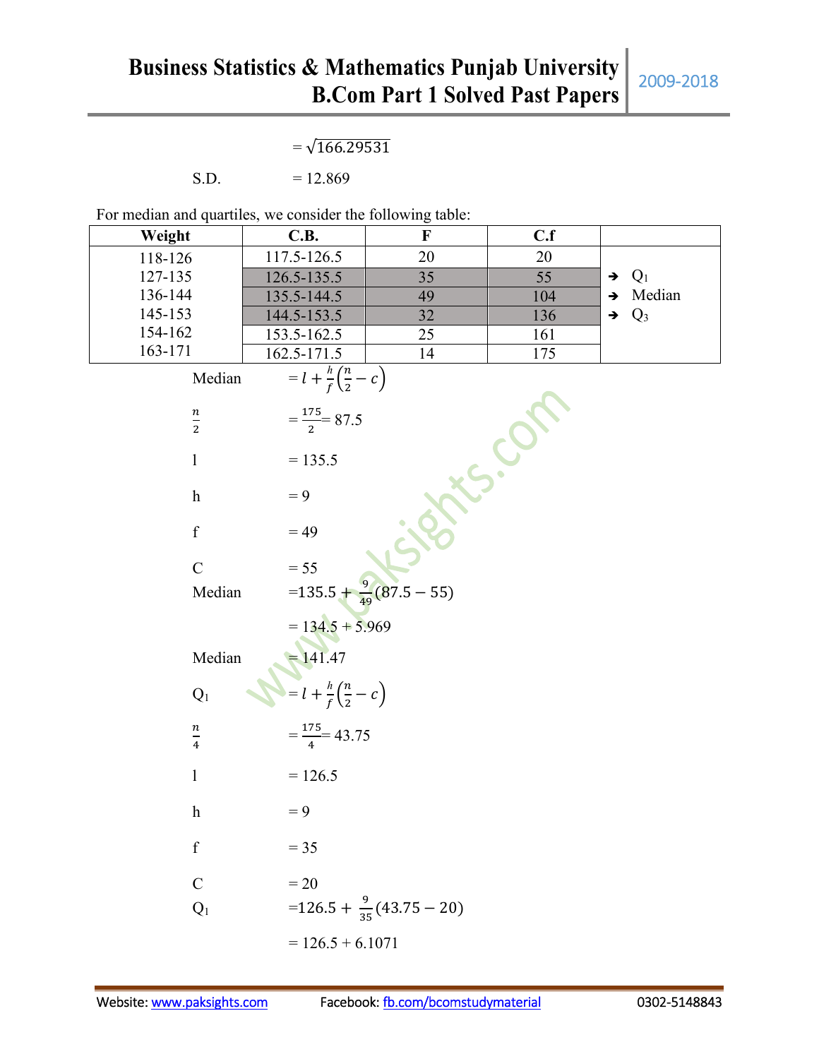$= \sqrt{166.29531}$

S.D. $= 12.869$

For median and quartiles, we consider the following table:

| Weight | C.B. | F | C.f | |
|---|---|---|---|---|
| 118-126 | 117.5-126.5 | 20 | 20 | |
| 127-135 | 126.5-135.5 | 35 | 55 | → $Q_1$ |
| 136-144 | 135.5-144.5 | 49 | 104 | → Median |
| 145-153 | 144.5-153.5 | 32 | 136 | → $Q_3$ |
| 154-162 | 153.5-162.5 | 25 | 161 | |
| 163-171 | 162.5-171.5 | 14 | 175 | |

Median $= l + \frac{h}{f}\left(\frac{n}{2} - c\right)$

$\frac{n}{2} = \frac{175}{2} = 87.5$

$l = 135.5$

$h = 9$

$f = 49$

$C = 55$

Median $= 135.5 + \frac{9}{49}(87.5 - 55)$

$= 134.5 + 5.969$

Median $= 141.47$

$Q_1 = l + \frac{h}{f}\left(\frac{n}{2} - c\right)$

$\frac{n}{4} = \frac{175}{4} = 43.75$

$l = 126.5$

$h = 9$

$f = 35$

$C = 20$

$Q_1 = 126.5 + \frac{9}{35}(43.75 - 20)$

$= 126.5 + 6.1071$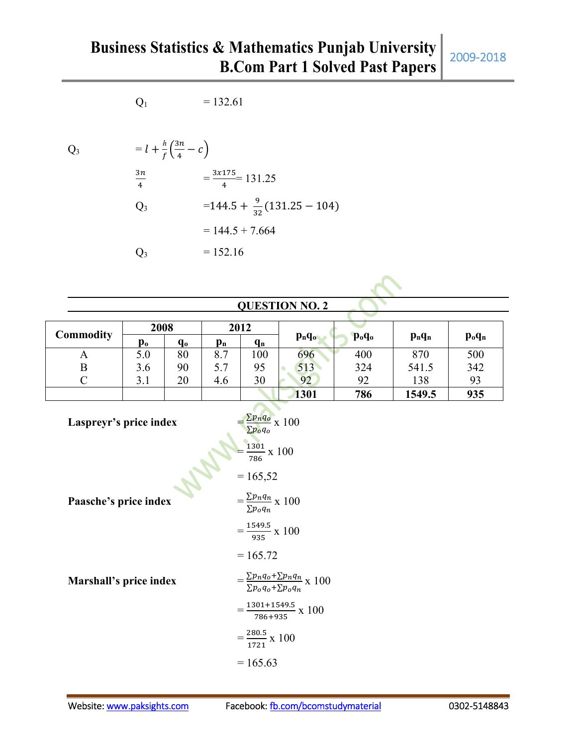$Q_1 \quad = 132.61$

$Q_3 \quad = l + \frac{h}{f}\left(\frac{3n}{4} - c\right)$

$\frac{3n}{4} \quad = \frac{3x175}{4} = 131.25$

$Q_3 \quad = 144.5 + \frac{9}{32}(131.25 - 104)$

$= 144.5 + 7.664$

$Q_3 \quad = 152.16$

## QUESTION NO. 2

| Commodity | 2008 | | 2012 | | $p_nq_o$ | $p_oq_o$ | $p_nq_n$ | $p_oq_n$ |
|---|---|---|---|---|---|---|---|---|
| | $p_o$ | $q_o$ | $p_n$ | $q_n$ | | | | |
| A | 5.0 | 80 | 8.7 | 100 | 696 | 400 | 870 | 500 |
| B | 3.6 | 90 | 5.7 | 95 | 513 | 324 | 541.5 | 342 |
| C | 3.1 | 20 | 4.6 | 30 | 92 | 92 | 138 | 93 |
| | | | | | **1301** | **786** | **1549.5** | **935** |

**Laspreyr's price index**

$= \frac{\sum p_n q_o}{\sum p_o q_o} \text{ x } 100$

$= \frac{1301}{786} \text{ x } 100$

$= 165{,}52$

**Paasche's price index**

$= \frac{\sum p_n q_n}{\sum p_o q_n} \text{ x } 100$

$= \frac{1549.5}{935} \text{ x } 100$

$= 165.72$

**Marshall's price index**

$= \frac{\sum p_n q_o + \sum p_n q_n}{\sum p_o q_o + \sum p_o q_n} \text{ x } 100$

$= \frac{1301+1549.5}{786+935} \text{ x } 100$

$= \frac{280.5}{1721} \text{ x } 100$

$= 165.63$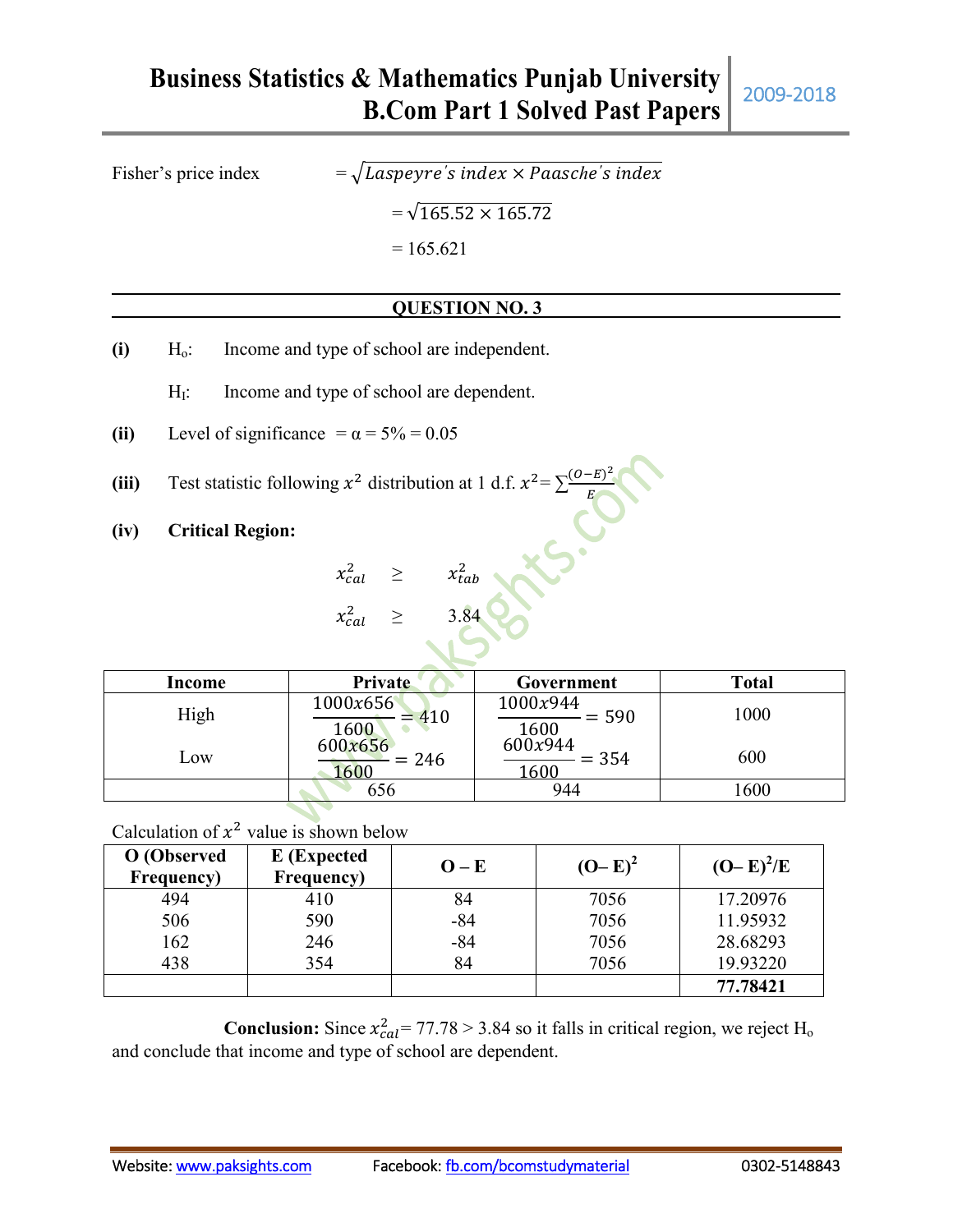Fisher's price index $= \sqrt{Laspeyre's\ index \times Paasche's\ index}$

$= \sqrt{165.52 \times 165.72}$

$= 165.621$

## QUESTION NO. 3

**(i)** $H_o$: Income and type of school are independent.

$H_1$: Income and type of school are dependent.

**(ii)** Level of significance $= \alpha = 5\% = 0.05$

**(iii)** Test statistic following $x^2$ distribution at 1 d.f. $x^2 = \sum\frac{(O-E)^2}{E}$

**(iv)** **Critical Region:**

$$x^2_{cal} \geq x^2_{tab}$$

$$x^2_{cal} \geq 3.84$$

| Income | Private | Government | Total |
|---|---|---|---|
| High | $\frac{1000x656}{1600} = 410$ | $\frac{1000x944}{1600} = 590$ | 1000 |
| Low | $\frac{600x656}{1600} = 246$ | $\frac{600x944}{1600} = 354$ | 600 |
| | 656 | 944 | 1600 |

Calculation of $x^2$ value is shown below

| O (Observed Frequency) | E (Expected Frequency) | O – E | $(O-E)^2$ | $(O-E)^2/E$ |
|---|---|---|---|---|
| 494 | 410 | 84 | 7056 | 17.20976 |
| 506 | 590 | -84 | 7056 | 11.95932 |
| 162 | 246 | -84 | 7056 | 28.68293 |
| 438 | 354 | 84 | 7056 | 19.93220 |
| | | | | **77.78421** |

**Conclusion:** Since $x^2_{cal} = 77.78 > 3.84$ so it falls in critical region, we reject $H_o$ and conclude that income and type of school are dependent.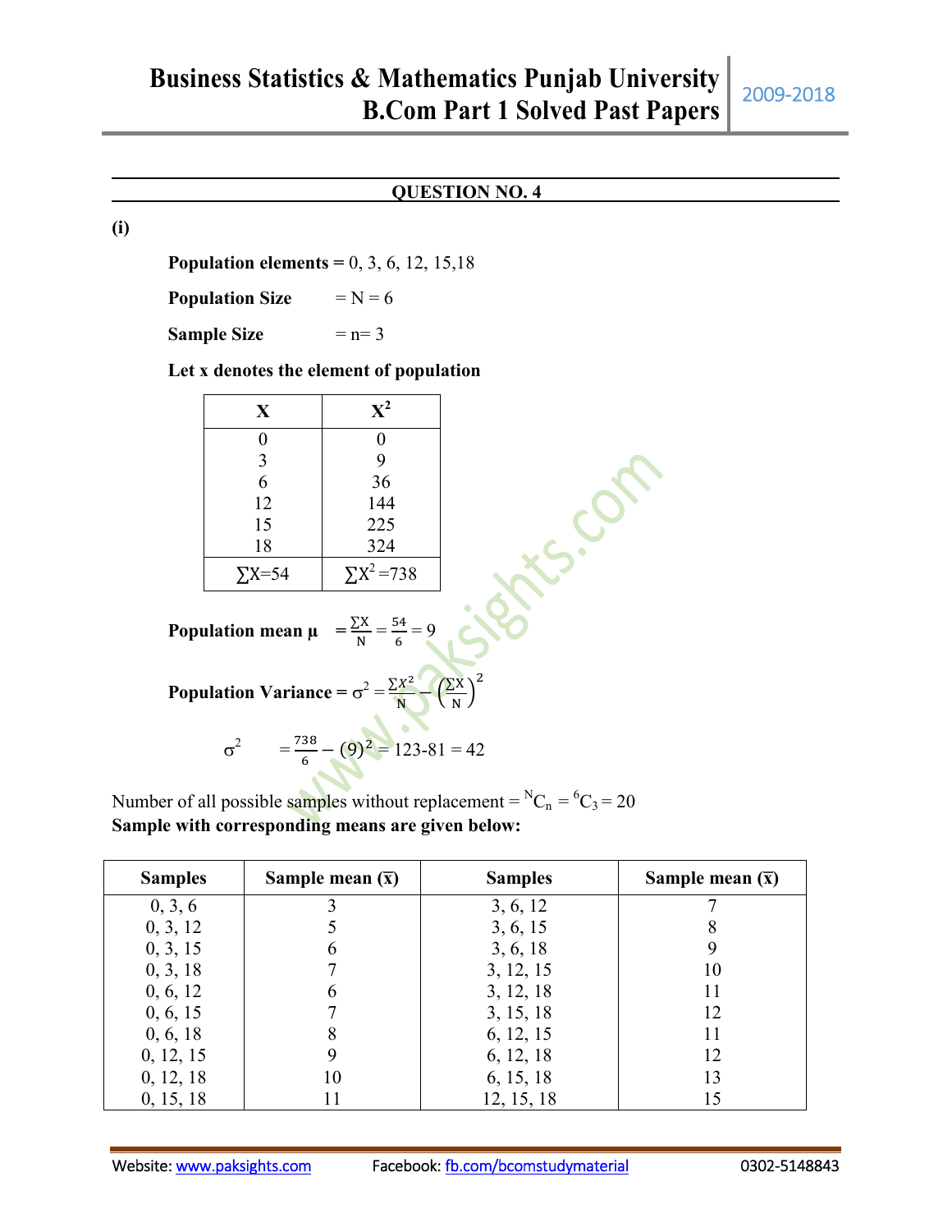## QUESTION NO. 4

**(i)**

**Population elements =** 0, 3, 6, 12, 15,18

**Population Size** = N = 6

**Sample Size** = n= 3

**Let x denotes the element of population**

| X | $X^2$ |
|---|---|
| 0 | 0 |
| 3 | 9 |
| 6 | 36 |
| 12 | 144 |
| 15 | 225 |
| 18 | 324 |
| $\sum X=54$ | $\sum X^2=738$ |

**Population mean μ** $= \frac{\sum X}{N} = \frac{54}{6} = 9$

**Population Variance =** $\sigma^2 = \frac{\sum X^2}{N} - \left(\frac{\sum X}{N}\right)^2$

$\sigma^2 \quad = \frac{738}{6} - (9)^2 = 123\text{-}81 = 42$

Number of all possible samples without replacement = ${}^{N}C_n = {}^{6}C_3 = 20$

**Sample with corresponding means are given below:**

| Samples | Sample mean ($\bar{x}$) | Samples | Sample mean ($\bar{x}$) |
|---|---|---|---|
| 0, 3, 6 | 3 | 3, 6, 12 | 7 |
| 0, 3, 12 | 5 | 3, 6, 15 | 8 |
| 0, 3, 15 | 6 | 3, 6, 18 | 9 |
| 0, 3, 18 | 7 | 3, 12, 15 | 10 |
| 0, 6, 12 | 6 | 3, 12, 18 | 11 |
| 0, 6, 15 | 7 | 3, 15, 18 | 12 |
| 0, 6, 18 | 8 | 6, 12, 15 | 11 |
| 0, 12, 15 | 9 | 6, 12, 18 | 12 |
| 0, 12, 18 | 10 | 6, 15, 18 | 13 |
| 0, 15, 18 | 11 | 12, 15, 18 | 15 |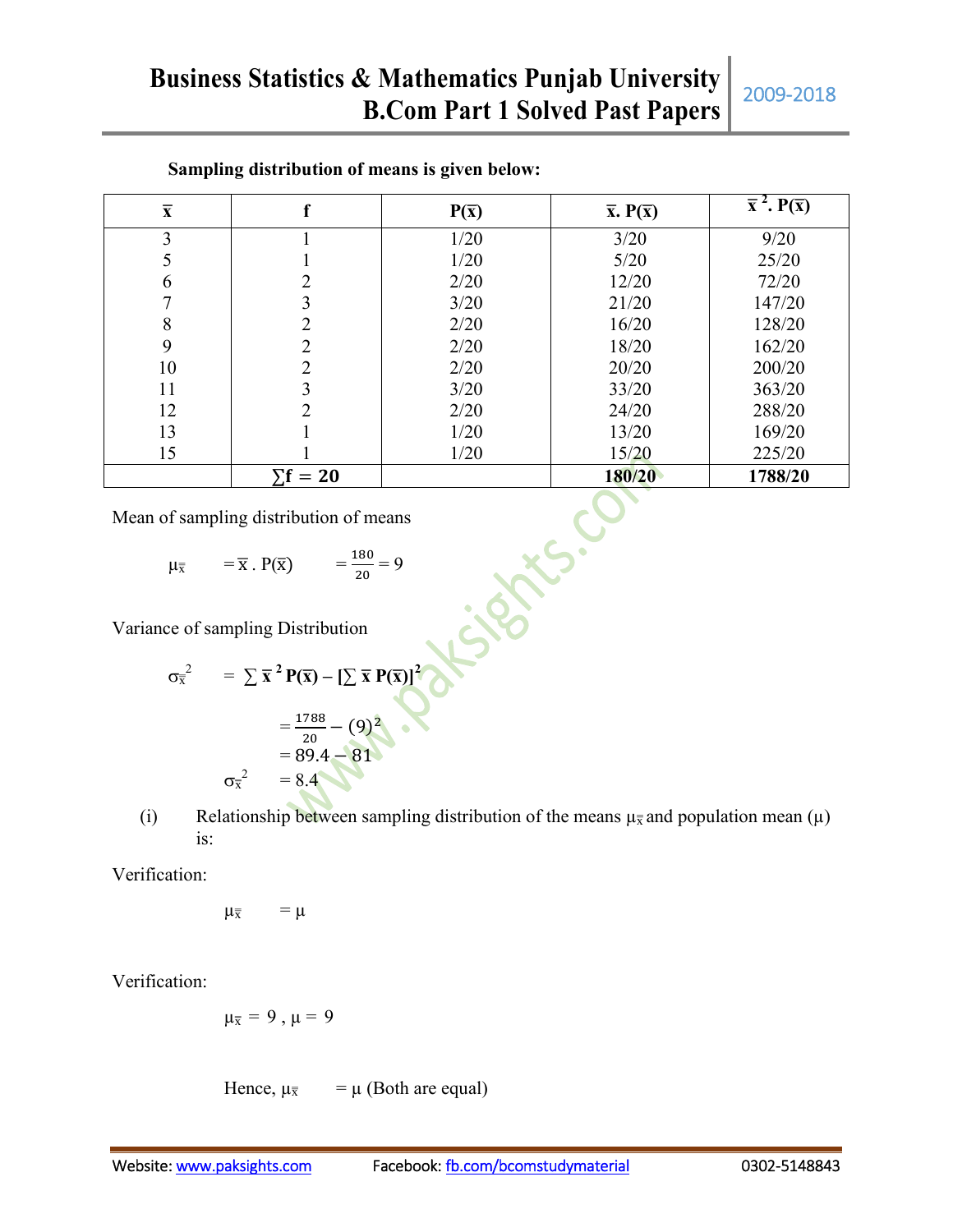**Sampling distribution of means is given below:**

| $\bar{x}$ | f | $P(\bar{x})$ | $\bar{x}.P(\bar{x})$ | $\bar{x}^2.P(\bar{x})$ |
|---|---|---|---|---|
| 3 | 1 | 1/20 | 3/20 | 9/20 |
| 5 | 1 | 1/20 | 5/20 | 25/20 |
| 6 | 2 | 2/20 | 12/20 | 72/20 |
| 7 | 3 | 3/20 | 21/20 | 147/20 |
| 8 | 2 | 2/20 | 16/20 | 128/20 |
| 9 | 2 | 2/20 | 18/20 | 162/20 |
| 10 | 2 | 2/20 | 20/20 | 200/20 |
| 11 | 3 | 3/20 | 33/20 | 363/20 |
| 12 | 2 | 2/20 | 24/20 | 288/20 |
| 13 | 1 | 1/20 | 13/20 | 169/20 |
| 15 | 1 | 1/20 | 15/20 | 225/20 |
| | $\sum f = 20$ | | **180/20** | **1788/20** |

Mean of sampling distribution of means

$$\mu_{\bar{x}} = \bar{x}.P(\bar{x}) = \frac{180}{20} = 9$$

Variance of sampling Distribution

$$\sigma_{\bar{x}}^2 = \sum \bar{x}^2 P(\bar{x}) - [\sum \bar{x} P(\bar{x})]^2$$

$$= \frac{1788}{20} - (9)^2$$

$$= 89.4 - 81$$

$$\sigma_{\bar{x}}^2 = 8.4$$

(i) Relationship between sampling distribution of the means $\mu_{\bar{x}}$ and population mean ($\mu$) is:

Verification:

$$\mu_{\bar{x}} = \mu$$

Verification:

$$\mu_{\bar{x}} = 9, \mu = 9$$

Hence, $\mu_{\bar{x}} = \mu$ (Both are equal)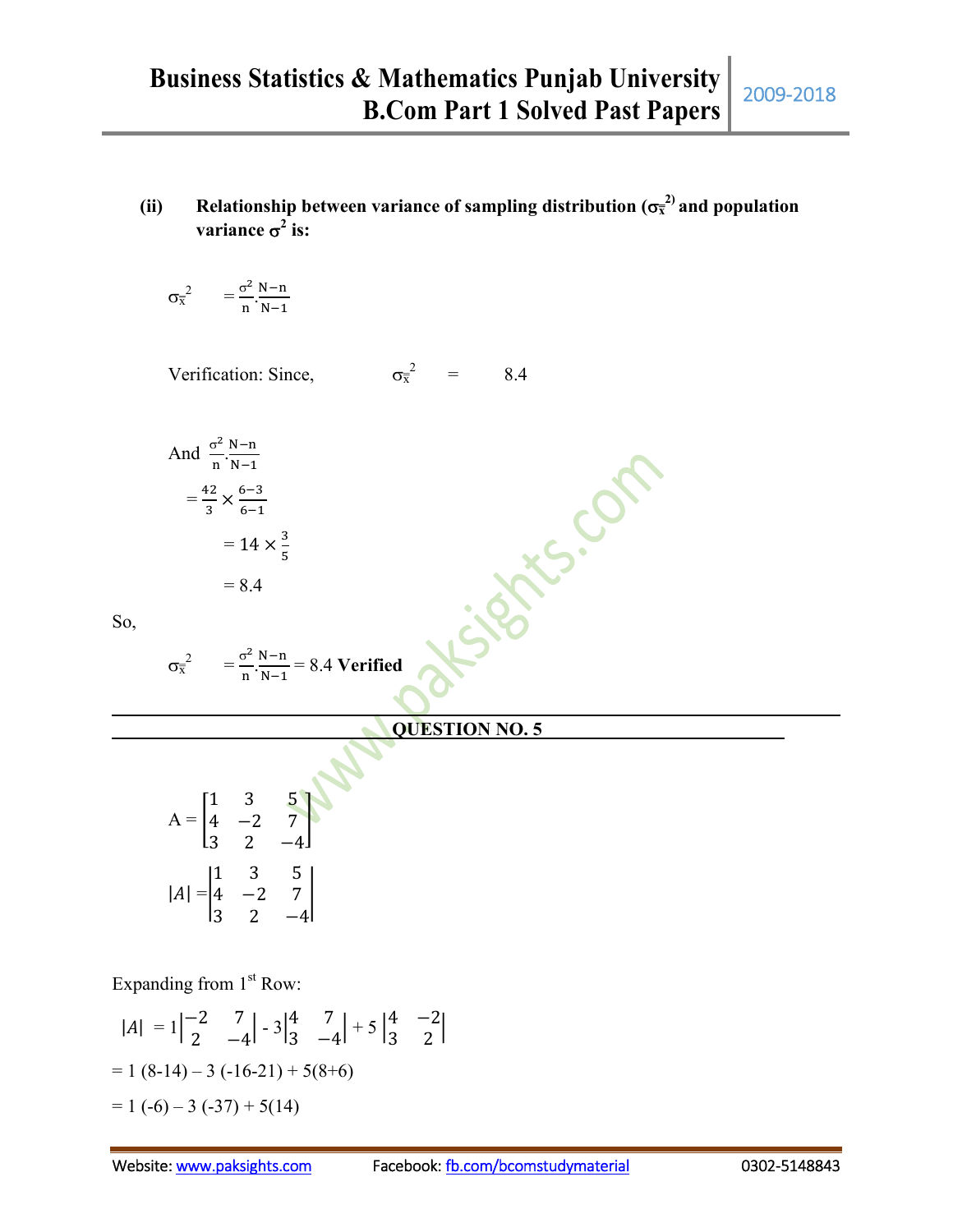**(ii) Relationship between variance of sampling distribution ($\sigma_{\bar{x}}^2$) and population variance $\sigma^2$ is:**

$$\sigma_{\bar{x}}^2 = \frac{\sigma^2}{n} \cdot \frac{N-n}{N-1}$$

Verification: Since, $\sigma_{\bar{x}}^2 = 8.4$

And $\frac{\sigma^2}{n} \cdot \frac{N-n}{N-1}$

$$= \frac{42}{3} \times \frac{6-3}{6-1}$$

$$= 14 \times \frac{3}{5}$$

$$= 8.4$$

So,

$$\sigma_{\bar{x}}^2 = \frac{\sigma^2}{n} \cdot \frac{N-n}{N-1} = 8.4 \textbf{ Verified}$$

---

## QUESTION NO. 5

$$A = \begin{bmatrix} 1 & 3 & 5 \\ 4 & -2 & 7 \\ 3 & 2 & -4 \end{bmatrix}$$

$$|A| = \begin{vmatrix} 1 & 3 & 5 \\ 4 & -2 & 7 \\ 3 & 2 & -4 \end{vmatrix}$$

Expanding from 1st Row:

$$|A| = 1\begin{vmatrix} -2 & 7 \\ 2 & -4 \end{vmatrix} - 3\begin{vmatrix} 4 & 7 \\ 3 & -4 \end{vmatrix} + 5\begin{vmatrix} 4 & -2 \\ 3 & 2 \end{vmatrix}$$

$= 1(8-14) - 3(-16-21) + 5(8+6)$

$= 1(-6) - 3(-37) + 5(14)$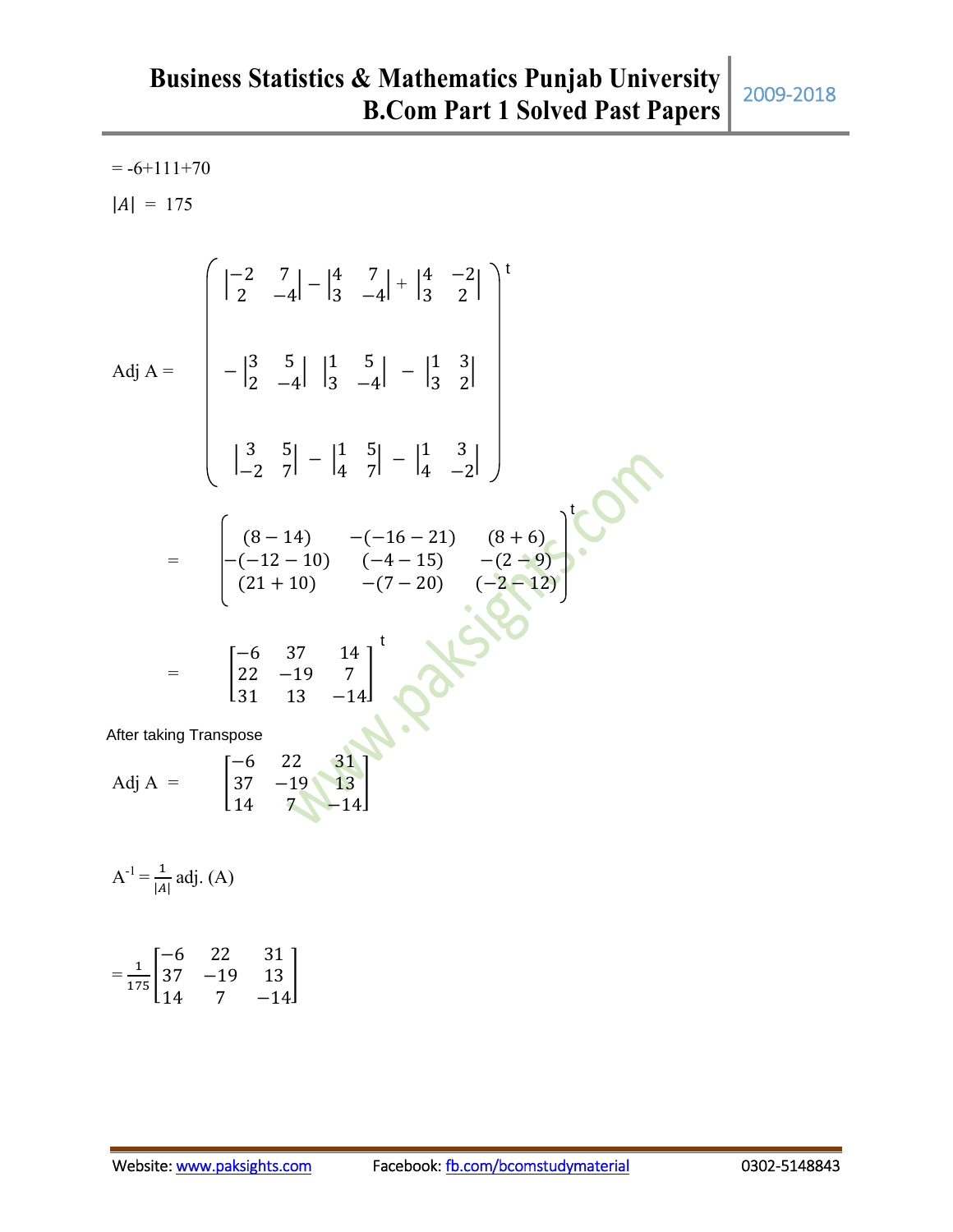$= -6+111+70$

$|A| = 175$

$$\text{Adj A} = \begin{pmatrix} \begin{vmatrix} -2 & 7 \\ 2 & -4 \end{vmatrix} & -\begin{vmatrix} 4 & 7 \\ 3 & -4 \end{vmatrix} & +\begin{vmatrix} 4 & -2 \\ 3 & 2 \end{vmatrix} \\ \\ -\begin{vmatrix} 3 & 5 \\ 2 & -4 \end{vmatrix} & \begin{vmatrix} 1 & 5 \\ 3 & -4 \end{vmatrix} & -\begin{vmatrix} 1 & 3 \\ 3 & 2 \end{vmatrix} \\ \\ \begin{vmatrix} 3 & 5 \\ -2 & 7 \end{vmatrix} & -\begin{vmatrix} 1 & 5 \\ 4 & 7 \end{vmatrix} & -\begin{vmatrix} 1 & 3 \\ 4 & -2 \end{vmatrix} \end{pmatrix}^t$$

$$= \begin{pmatrix} (8-14) & -(-16-21) & (8+6) \\ -(-12-10) & (-4-15) & -(2-9) \\ (21+10) & -(7-20) & (-2-12) \end{pmatrix}^t$$

$$= \begin{bmatrix} -6 & 37 & 14 \\ 22 & -19 & 7 \\ 31 & 13 & -14 \end{bmatrix}^t$$

After taking Transpose

$$\text{Adj A} = \begin{bmatrix} -6 & 22 & 31 \\ 37 & -19 & 13 \\ 14 & 7 & -14 \end{bmatrix}$$

$$A^{-1} = \frac{1}{|A|} \text{adj. (A)}$$

$$= \frac{1}{175}\begin{bmatrix} -6 & 22 & 31 \\ 37 & -19 & 13 \\ 14 & 7 & -14 \end{bmatrix}$$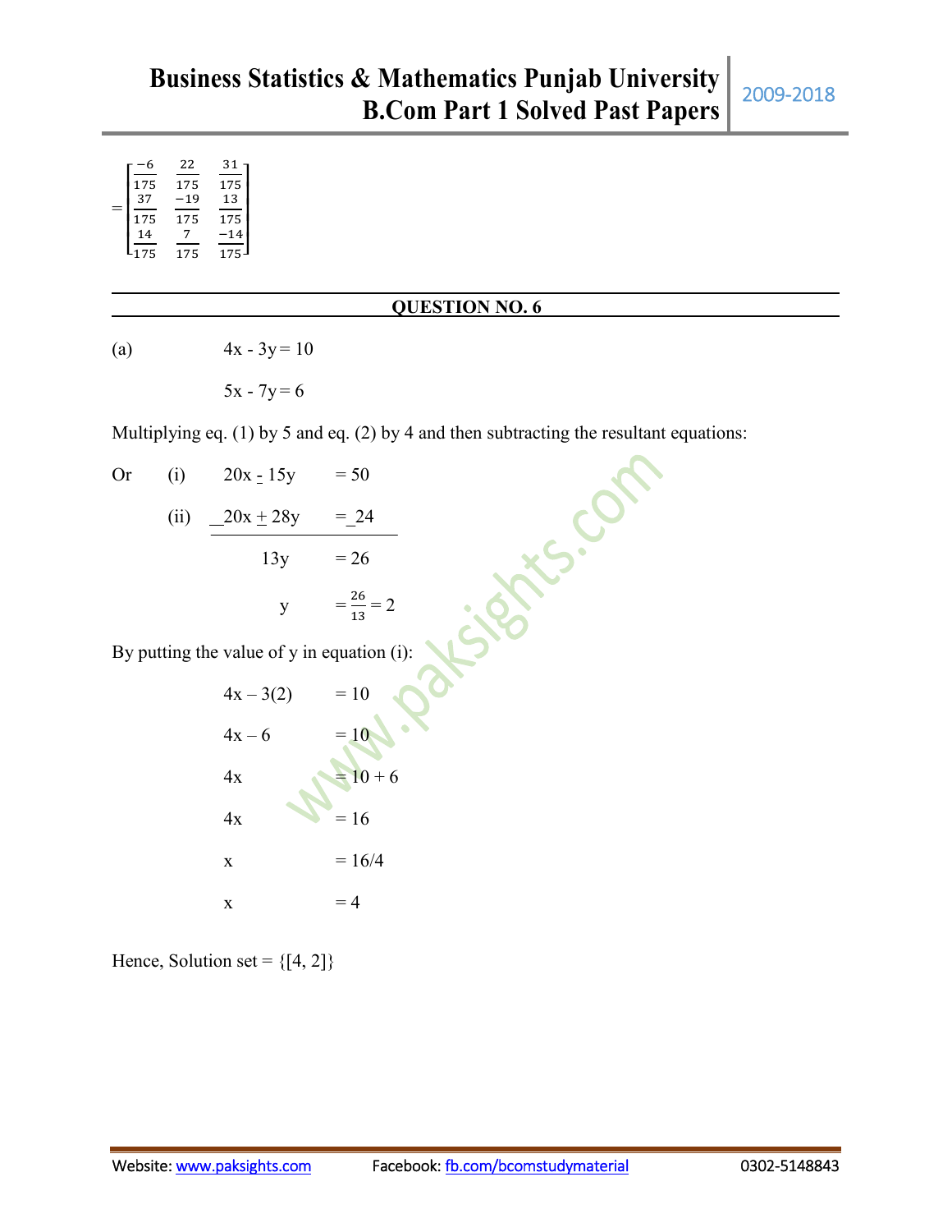$$= \begin{bmatrix} \frac{-6}{175} & \frac{22}{175} & \frac{31}{175} \\ \frac{37}{175} & \frac{-19}{175} & \frac{13}{175} \\ \frac{14}{175} & \frac{7}{175} & \frac{-14}{175} \end{bmatrix}$$

---

**QUESTION NO. 6**

---

(a) $4x - 3y = 10$

$5x - 7y = 6$

Multiplying eq. (1) by 5 and eq. (2) by 4 and then subtracting the resultant equations:

Or (i) $20x - 15y = 50$

(ii) $\underline{-20x + 28y = -24}$

$13y = 26$

$y = \frac{26}{13} = 2$

By putting the value of y in equation (i):

$4x - 3(2) = 10$

$4x - 6 = 10$

$4x = 10 + 6$

$4x = 16$

$x = 16/4$

$x = 4$

Hence, Solution set = {[4, 2]}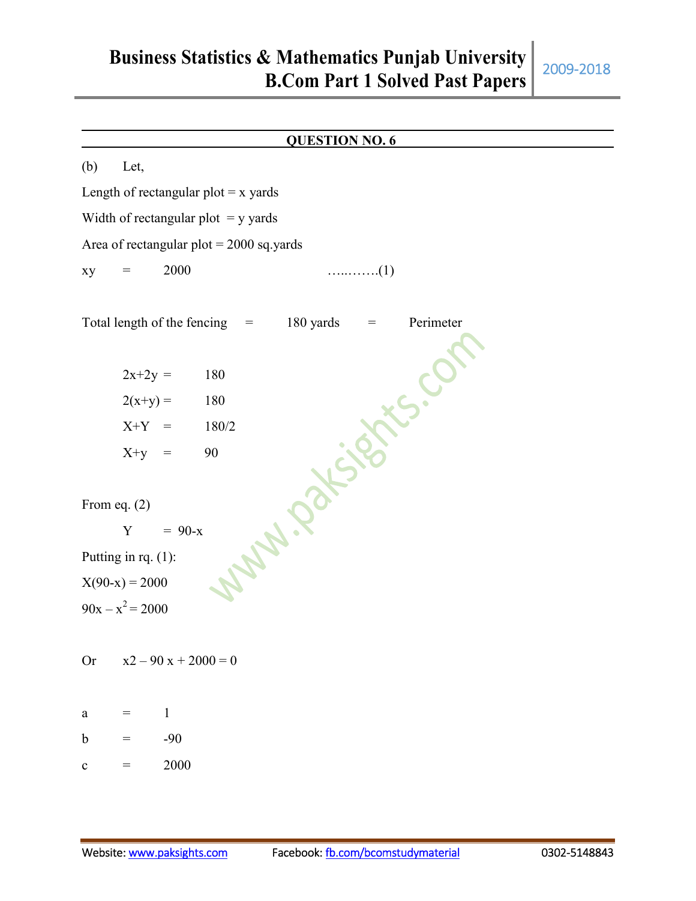## QUESTION NO. 6

(b) Let,

Length of rectangular plot = x yards

Width of rectangular plot = y yards

Area of rectangular plot = 2000 sq.yards

$xy = 2000$ …..…….(1)

Total length of the fencing = 180 yards = Perimeter

$2x+2y = 180$

$2(x+y) = 180$

$X+Y = 180/2$

$X+y = 90$

From eq. (2)

$Y = 90-x$

Putting in rq. (1):

$X(90-x) = 2000$

$90x - x^2 = 2000$

Or $x2 - 90x + 2000 = 0$

$a = 1$

$b = -90$

$c = 2000$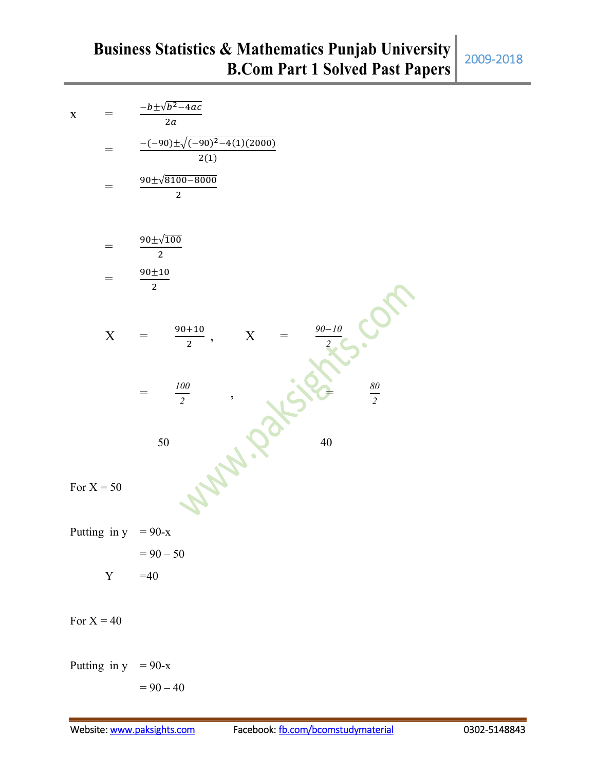$$x = \frac{-b \pm \sqrt{b^2 - 4ac}}{2a}$$

$$= \frac{-(-90) \pm \sqrt{(-90)^2 - 4(1)(2000)}}{2(1)}$$

$$= \frac{90 \pm \sqrt{8100 - 8000}}{2}$$

$$= \frac{90 \pm \sqrt{100}}{2}$$

$$= \frac{90 \pm 10}{2}$$

$$X = \frac{90+10}{2}, \quad X = \frac{90-10}{2}$$

$$= \frac{100}{2}, \quad = \frac{80}{2}$$

$$50 \qquad 40$$

For X = 50

Putting in y $= 90 - x$

$= 90 - 50$

$Y = 40$

For X = 40

Putting in y $= 90 - x$

$= 90 - 40$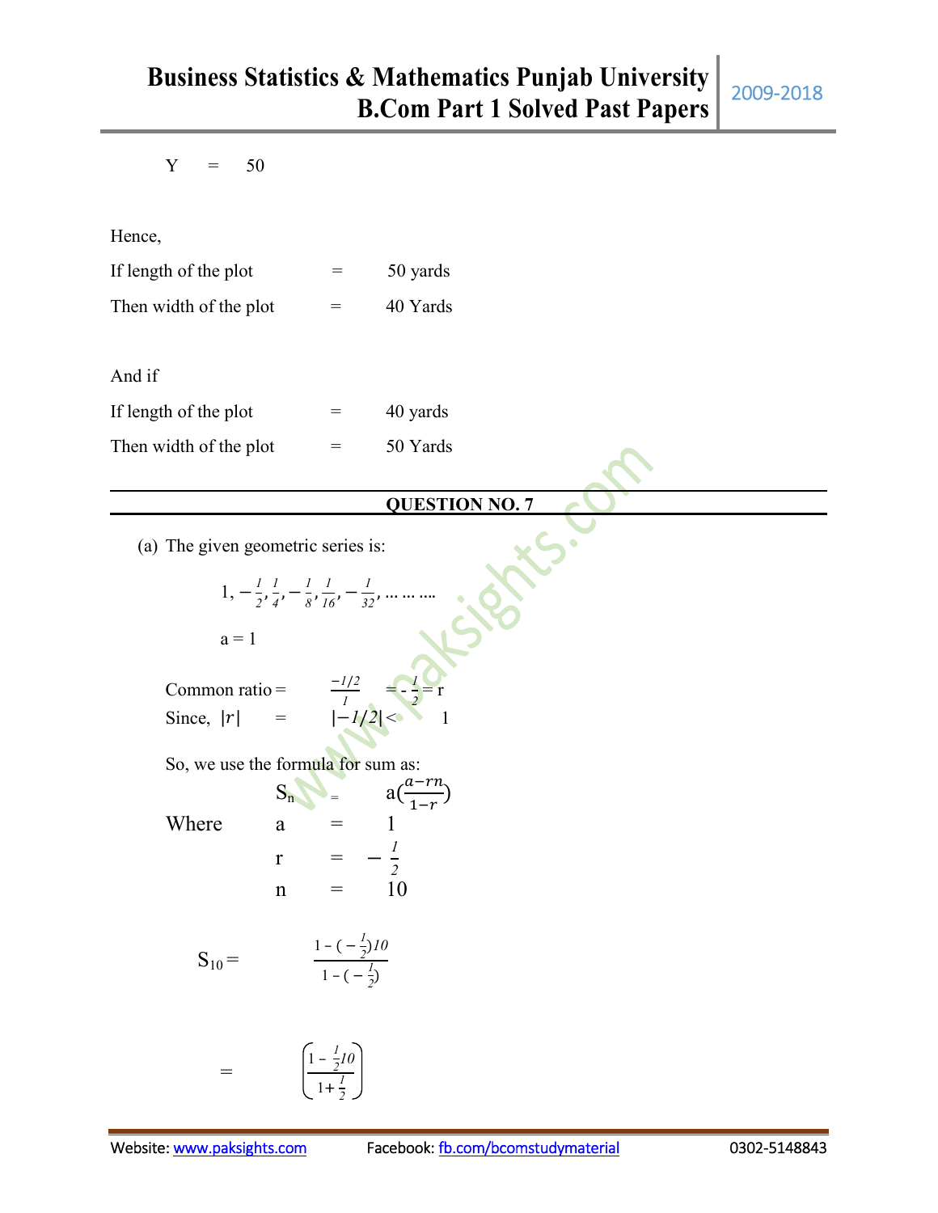Y = 50

Hence,

If length of the plot = 50 yards

Then width of the plot = 40 Yards

And if

If length of the plot = 40 yards

Then width of the plot = 50 Yards

---

## QUESTION NO. 7

(a) The given geometric series is:

$$1, -\frac{1}{2}, \frac{1}{4}, -\frac{1}{8}, \frac{1}{16}, -\frac{1}{32}, \ldots\ldots\ldots$$

a = 1

Common ratio = $\frac{-1/2}{1} = -\frac{1}{2} = r$

Since, $|r| = |-1/2| < 1$

So, we use the formula for sum as:

$$S_n = a\left(\frac{a-rn}{1-r}\right)$$

Where a = 1

r = $-\frac{1}{2}$

n = 10

$$S_{10} = \frac{1-(-\frac{1}{2})10}{1-(-\frac{1}{2})}$$

$$= \left(\frac{1-\frac{1}{2}10}{1+\frac{1}{2}}\right)$$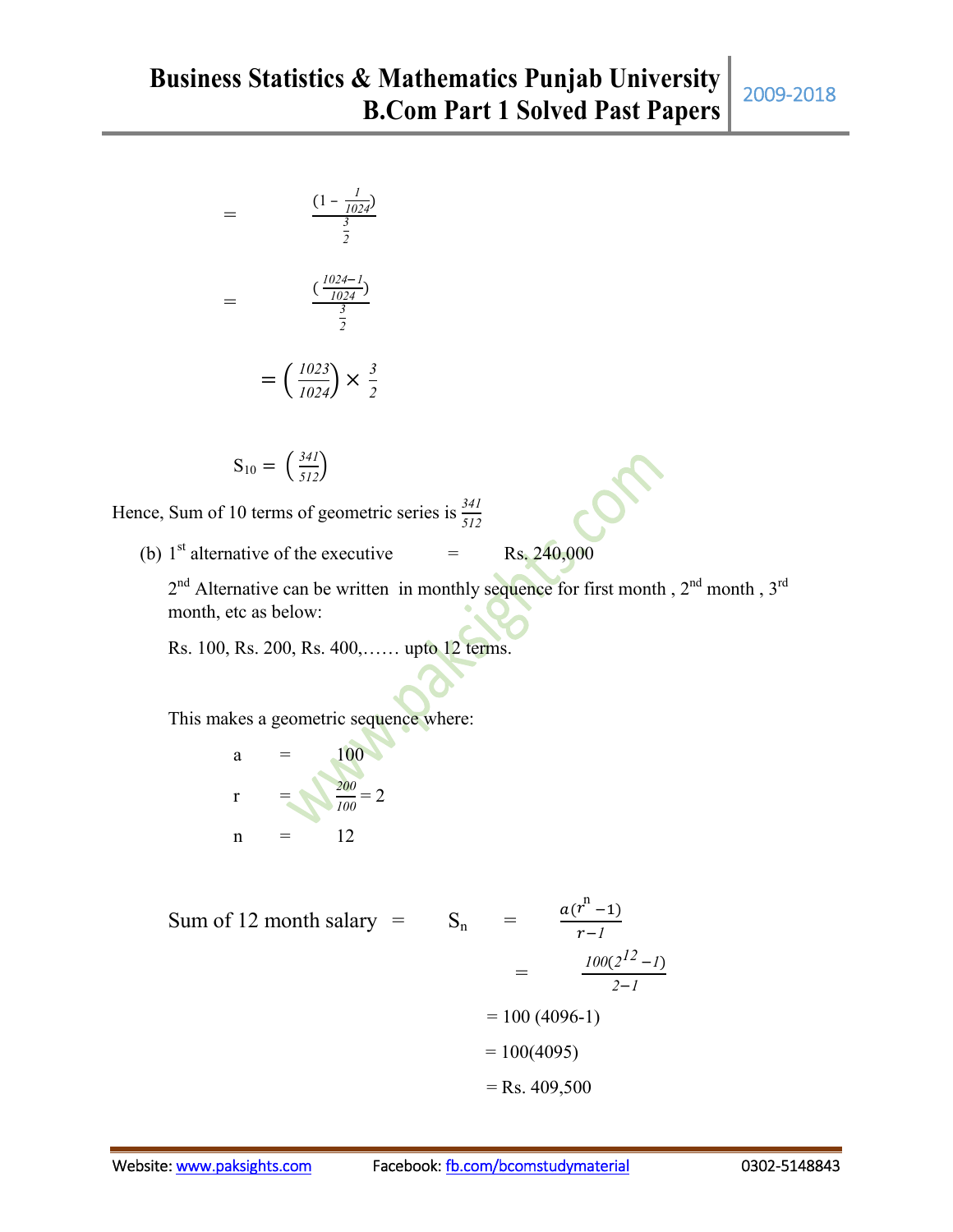$$= \frac{(1 - \frac{1}{1024})}{\frac{3}{2}}$$

$$= \frac{(\frac{1024-1}{1024})}{\frac{3}{2}}$$

$$= \left(\frac{1023}{1024}\right) \times \frac{3}{2}$$

$$S_{10} = \left(\frac{341}{512}\right)$$

Hence, Sum of 10 terms of geometric series is $\frac{341}{512}$

(b) 1st alternative of the executive = Rs. 240,000

2nd Alternative can be written in monthly sequence for first month , 2nd month , 3rd month, etc as below:

Rs. 100, Rs. 200, Rs. 400,…… upto 12 terms.

This makes a geometric sequence where:

$a = 100$

$r = \frac{200}{100} = 2$

$n = 12$

Sum of 12 month salary $= S_n = \frac{a(r^n - 1)}{r-1}$

$$= \frac{100(2^{12} - 1)}{2-1}$$

$= 100\,(4096-1)$

$= 100(4095)$

$=$ Rs. 409,500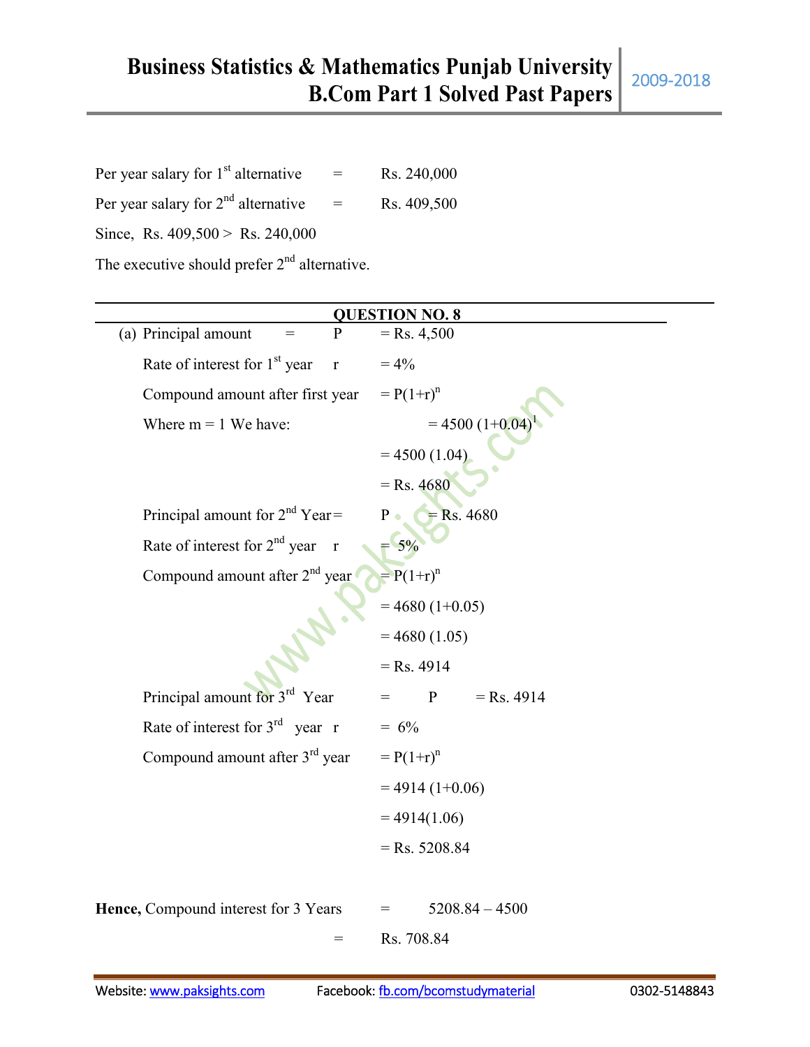Per year salary for 1st alternative = Rs. 240,000

Per year salary for 2nd alternative = Rs. 409,500

Since, Rs. 409,500 > Rs. 240,000

The executive should prefer 2nd alternative.

---

## QUESTION NO. 8

(a) Principal amount = P = Rs. 4,500

Rate of interest for 1st year r = 4%

Compound amount after first year $= P(1+r)^n$

Where m = 1 We have: $= 4500\ (1+0.04)^1$

$= 4500\ (1.04)$

= Rs. 4680

Principal amount for 2nd Year = P = Rs. 4680

Rate of interest for 2nd year r = 5%

Compound amount after 2nd year $= P(1+r)^n$

$= 4680\ (1+0.05)$

$= 4680\ (1.05)$

= Rs. 4914

Principal amount for 3rd Year = P = Rs. 4914

Rate of interest for 3rd year r = 6%

Compound amount after 3rd year $= P(1+r)^n$

$= 4914\ (1+0.06)$

$= 4914(1.06)$

= Rs. 5208.84

**Hence,** Compound interest for 3 Years = 5208.84 – 4500

= Rs. 708.84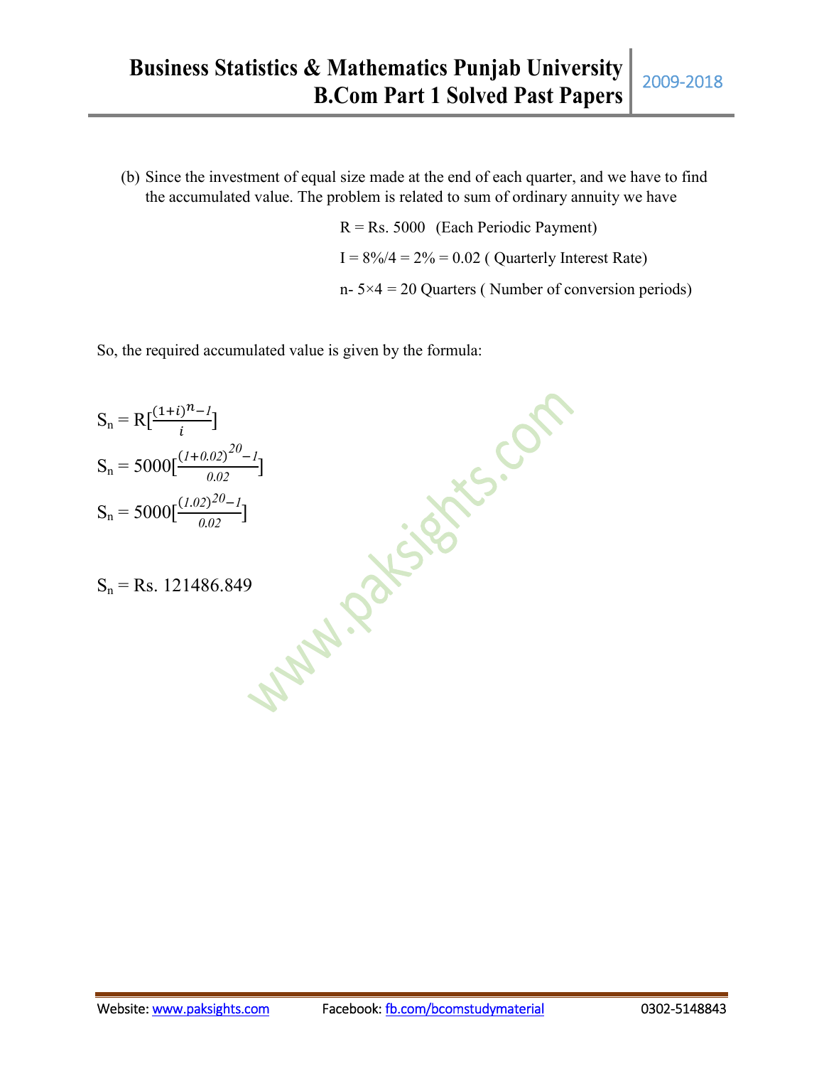(b) Since the investment of equal size made at the end of each quarter, and we have to find the accumulated value. The problem is related to sum of ordinary annuity we have

R = Rs. 5000 (Each Periodic Payment)

I = 8%/4 = 2% = 0.02 ( Quarterly Interest Rate)

n- 5×4 = 20 Quarters ( Number of conversion periods)

So, the required accumulated value is given by the formula:

$$S_n = R[\frac{(1+i)^n - 1}{i}]$$

$$S_n = 5000[\frac{(1+0.02)^{20} - 1}{0.02}]$$

$$S_n = 5000[\frac{(1.02)^{20} - 1}{0.02}]$$

$$S_n = \text{Rs. } 121486.849$$